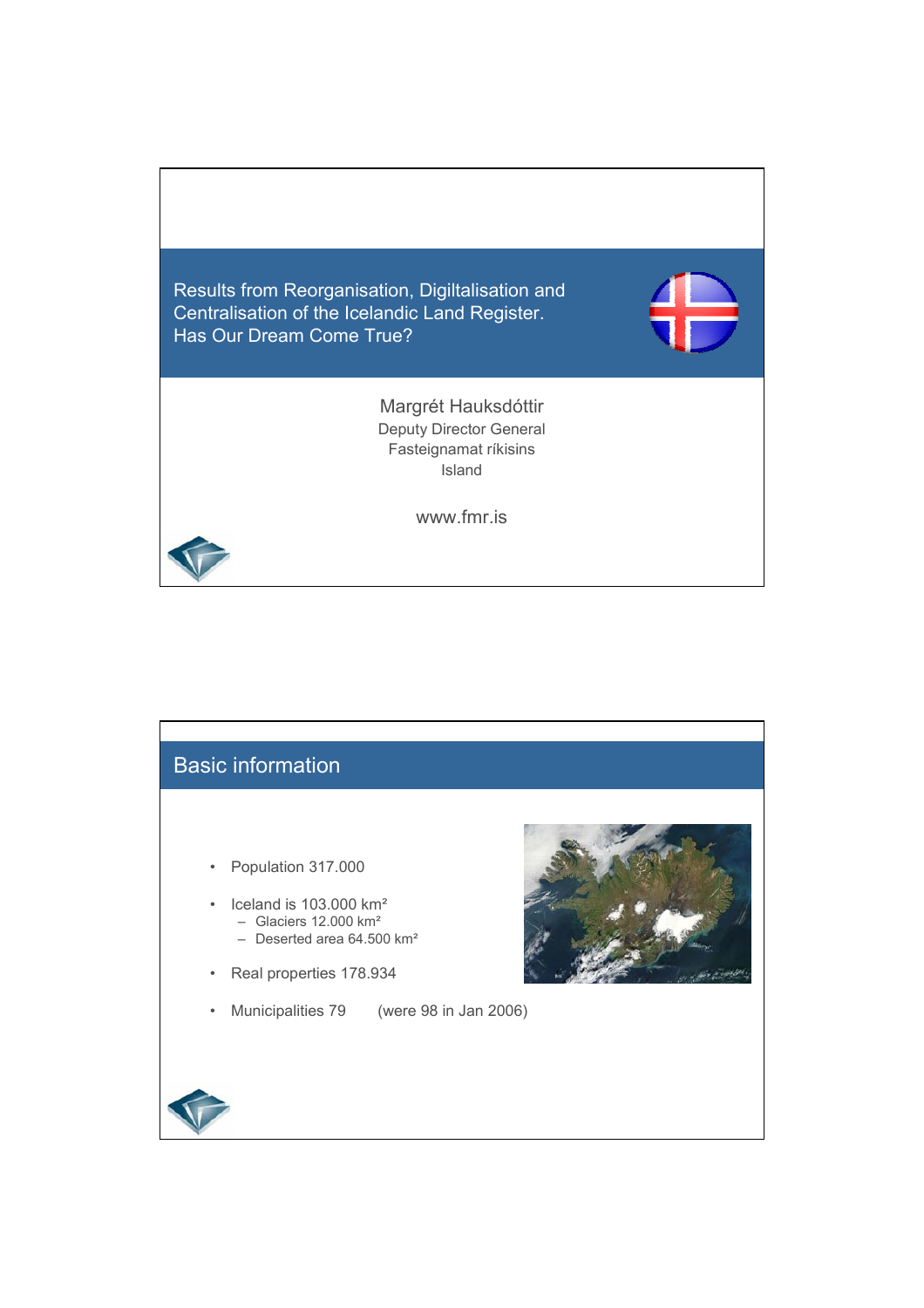# Results from Reorganisation, Digiltalisation and Centralisation of the Icelandic Land Register. Has Our Dream Come True?

Margrét Hauksdóttir
Deputy Director General
Fasteignamat ríkisins
Island

www.fmr.is

## Basic information

- Population 317.000
- Iceland is 103.000 km²
  - Glaciers 12.000 km²
  - Deserted area 64.500 km²
- Real properties 178.934
- Municipalities 79 (were 98 in Jan 2006)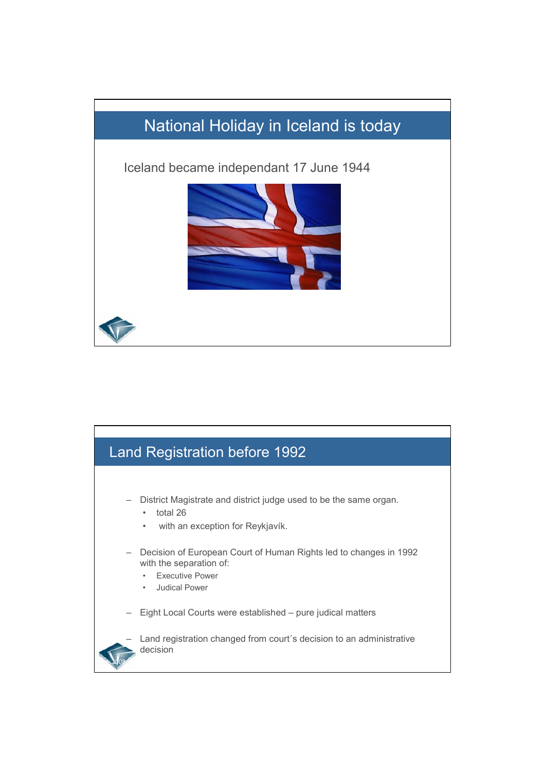## National Holiday in Iceland is today

Iceland became independant 17 June 1944

## Land Registration before 1992

- District Magistrate and district judge used to be the same organ.
  - total 26
  - with an exception for Reykjavík.
- Decision of European Court of Human Rights led to changes in 1992 with the separation of:
  - Executive Power
  - Judical Power
- Eight Local Courts were established – pure judical matters
- Land registration changed from court´s decision to an administrative decision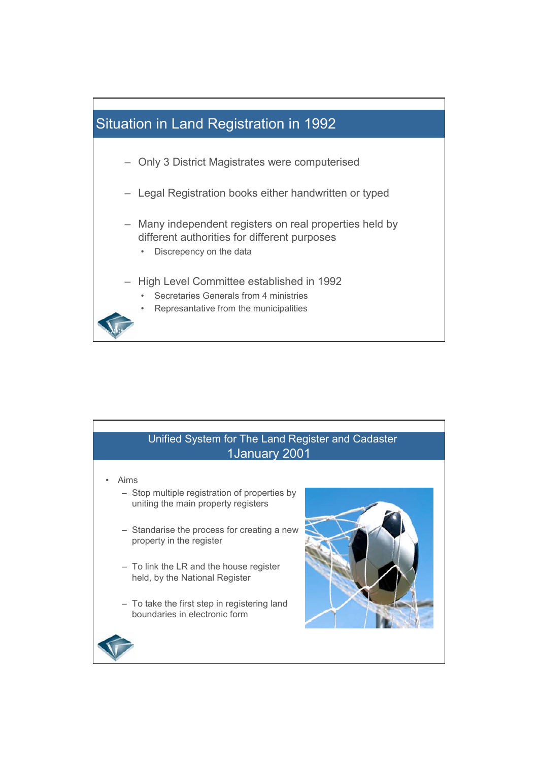## Situation in Land Registration in 1992

- Only 3 District Magistrates were computerised
- Legal Registration books either handwritten or typed
- Many independent registers on real properties held by different authorities for different purposes
  - Discrepency on the data
- High Level Committee established in 1992
  - Secretaries Generals from 4 ministries
  - Represantative from the municipalities

## Unified System for The Land Register and Cadaster 1January 2001

- Aims
  - Stop multiple registration of properties by uniting the main property registers
  - Standarise the process for creating a new property in the register
  - To link the LR and the house register held, by the National Register
  - To take the first step in registering land boundaries in electronic form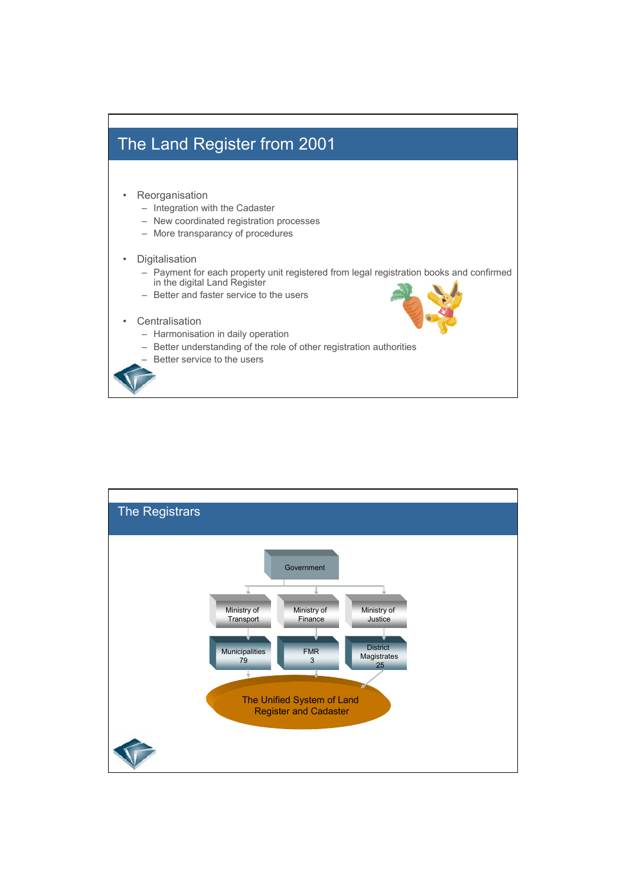## The Land Register from 2001

- Reorganisation
  - Integration with the Cadaster
  - New coordinated registration processes
  - More transparancy of procedures
- Digitalisation
  - Payment for each property unit registered from legal registration books and confirmed in the digital Land Register
  - Better and faster service to the users
- Centralisation
  - Harmonisation in daily operation
  - Better understanding of the role of other registration authorities
  - Better service to the users

## The Registrars

Government

- Ministry of Transport → Municipalities 79
- Ministry of Finance → FMR 3
- Ministry of Justice → District Magistrates 25

The Unified System of Land Register and Cadaster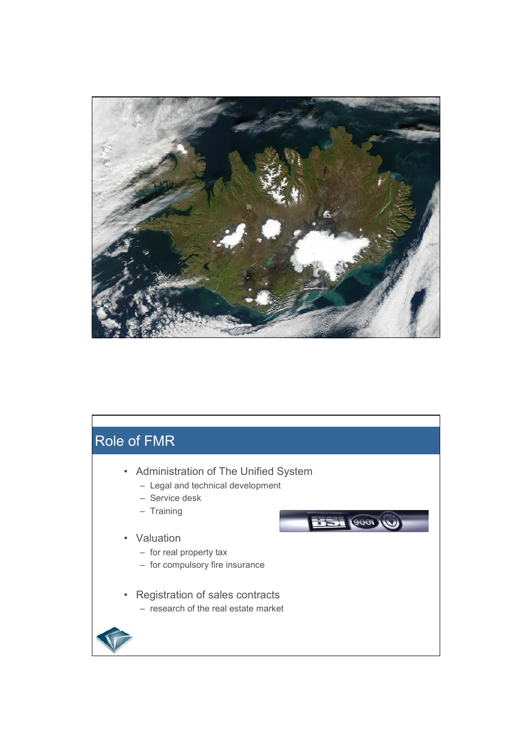## Role of FMR

- Administration of The Unified System
  - Legal and technical development
  - Service desk
  - Training
- Valuation
  - for real property tax
  - for compulsory fire insurance
- Registration of sales contracts
  - research of the real estate market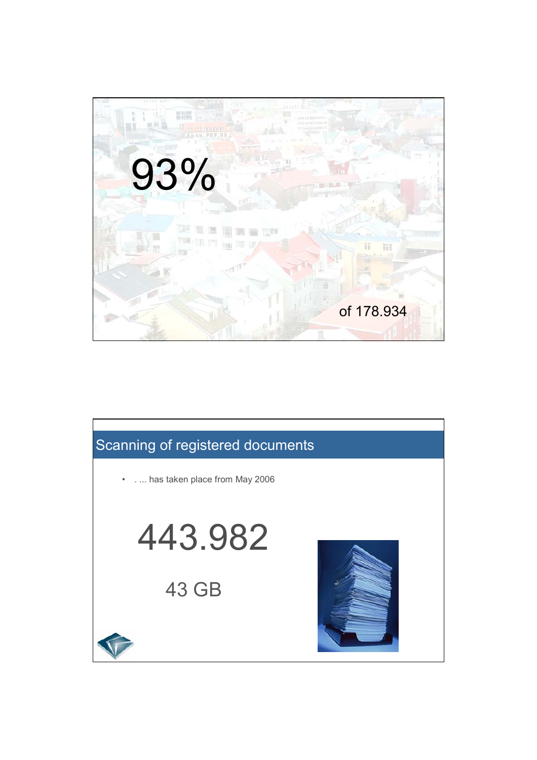93%

of 178.934

## Scanning of registered documents

- . ... has taken place from May 2006

443.982

43 GB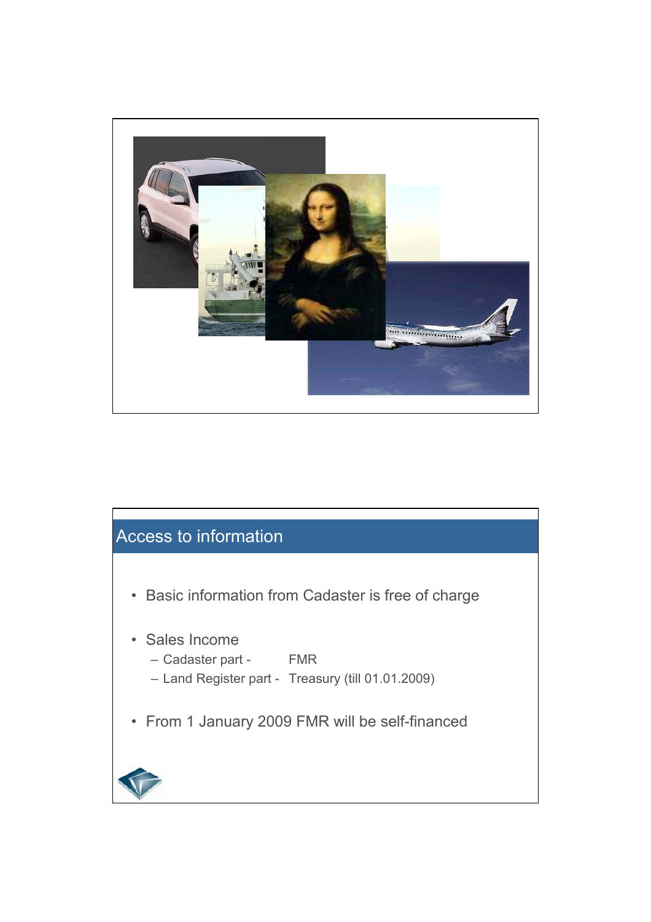## Access to information

- Basic information from Cadaster is free of charge
- Sales Income
  - Cadaster part - FMR
  - Land Register part - Treasury (till 01.01.2009)
- From 1 January 2009 FMR will be self-financed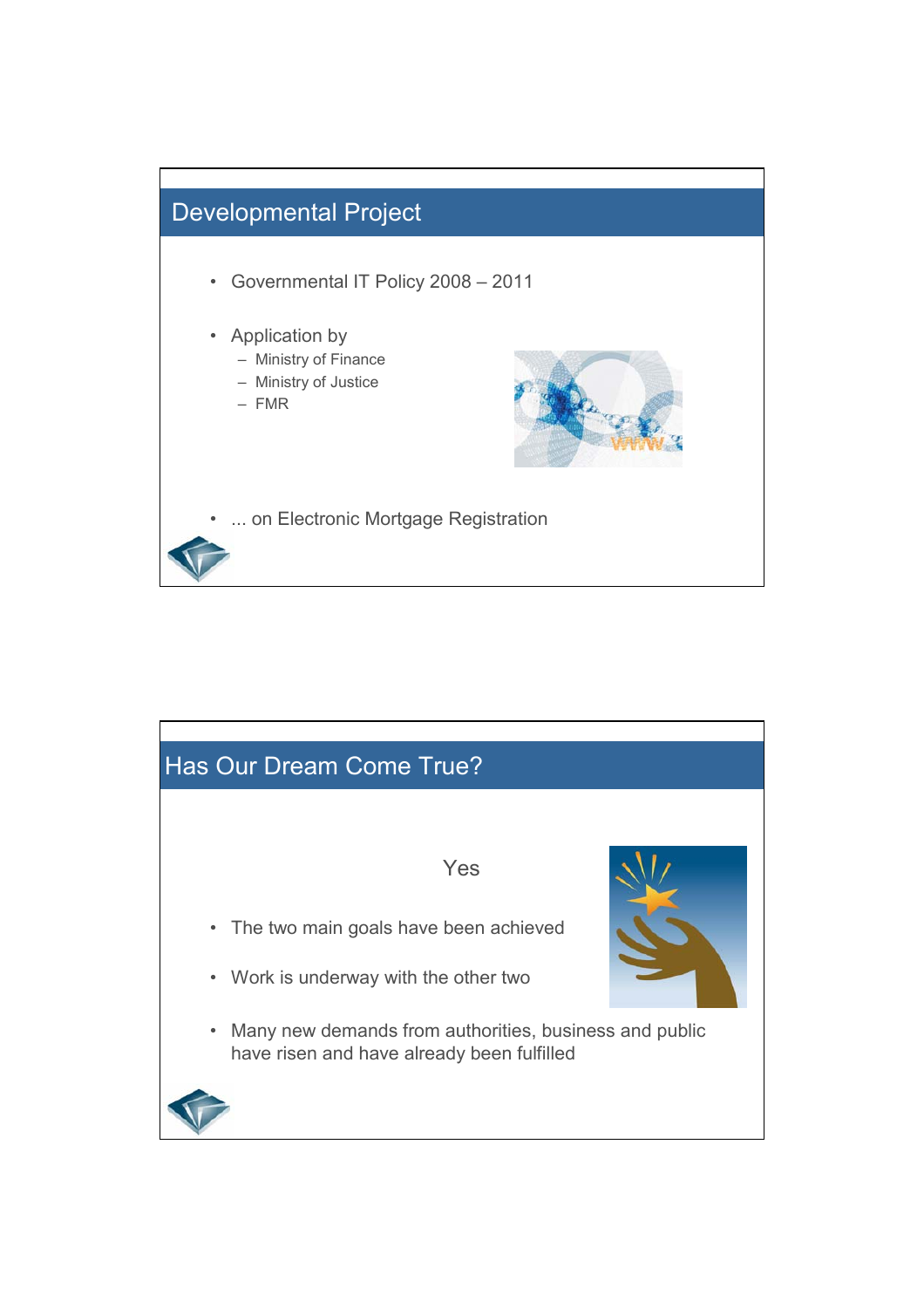## Developmental Project

- Governmental IT Policy 2008 – 2011
- Application by
  - Ministry of Finance
  - Ministry of Justice
  - FMR
- ... on Electronic Mortgage Registration

## Has Our Dream Come True?

Yes

- The two main goals have been achieved
- Work is underway with the other two
- Many new demands from authorities, business and public have risen and have already been fulfilled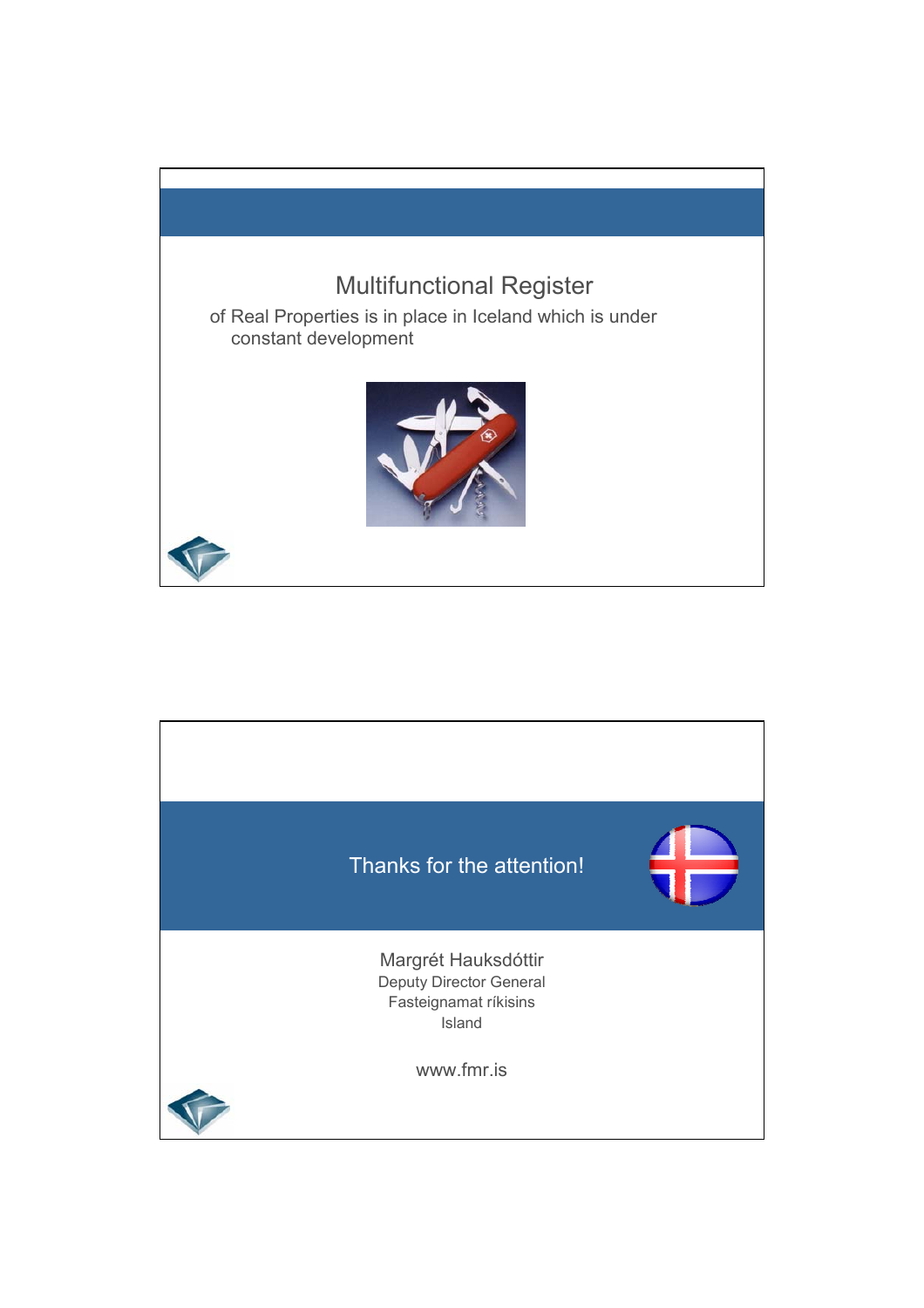## Multifunctional Register

of Real Properties is in place in Iceland which is under constant development

## Thanks for the attention!

Margrét Hauksdóttir
Deputy Director General
Fasteignamat ríkisins
Island

www.fmr.is